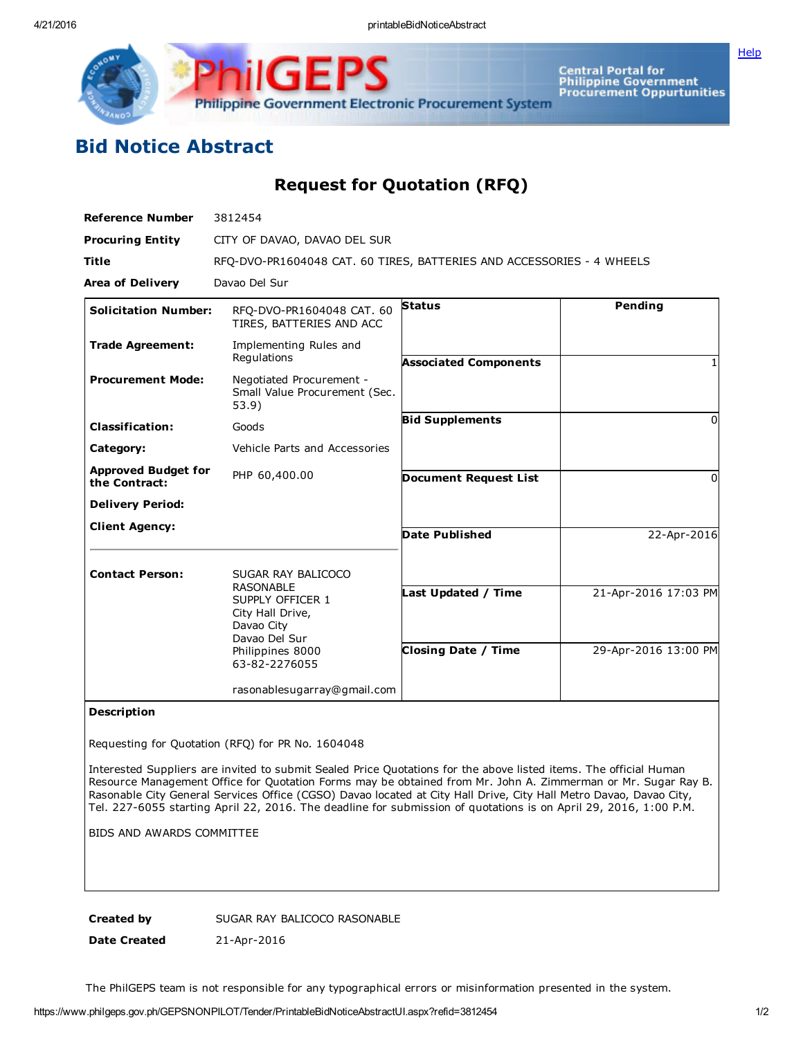# Bid Notice Abstract

## Request for Quotation (RFQ)

**Reference Number** 3812454

**Procuring Entity** CITY OF DAVAO, DAVAO DEL SUR

**Title** RFQ-DVO-PR1604048 CAT. 60 TIRES, BATTERIES AND ACCESSORIES - 4 WHEELS

**Area of Delivery** Davao Del Sur

| | | | |
|---|---|---|---|
| **Solicitation Number:** | RFQ-DVO-PR1604048 CAT. 60 TIRES, BATTERIES AND ACC | **Status** | Pending |
| **Trade Agreement:** | Implementing Rules and Regulations | **Associated Components** | 1 |
| **Procurement Mode:** | Negotiated Procurement - Small Value Procurement (Sec. 53.9) | **Bid Supplements** | 0 |
| **Classification:** | Goods | **Document Request List** | 0 |
| **Category:** | Vehicle Parts and Accessories | **Date Published** | 22-Apr-2016 |
| **Approved Budget for the Contract:** | PHP 60,400.00 | **Last Updated / Time** | 21-Apr-2016 17:03 PM |
| **Delivery Period:** | | **Closing Date / Time** | 29-Apr-2016 13:00 PM |
| **Client Agency:** | | | |
| **Contact Person:** | SUGAR RAY BALICOCO RASONABLE<br>SUPPLY OFFICER 1<br>City Hall Drive,<br>Davao City<br>Davao Del Sur<br>Philippines 8000<br>63-82-2276055<br><br>rasonablesugarray@gmail.com | | |

**Description**

Requesting for Quotation (RFQ) for PR No. 1604048

Interested Suppliers are invited to submit Sealed Price Quotations for the above listed items. The official Human Resource Management Office for Quotation Forms may be obtained from Mr. John A. Zimmerman or Mr. Sugar Ray B. Rasonable City General Services Office (CGSO) Davao located at City Hall Drive, City Hall Metro Davao, Davao City, Tel. 227-6055 starting April 22, 2016. The deadline for submission of quotations is on April 29, 2016, 1:00 P.M.

BIDS AND AWARDS COMMITTEE

**Created by** SUGAR RAY BALICOCO RASONABLE

**Date Created** 21-Apr-2016

The PhilGEPS team is not responsible for any typographical errors or misinformation presented in the system.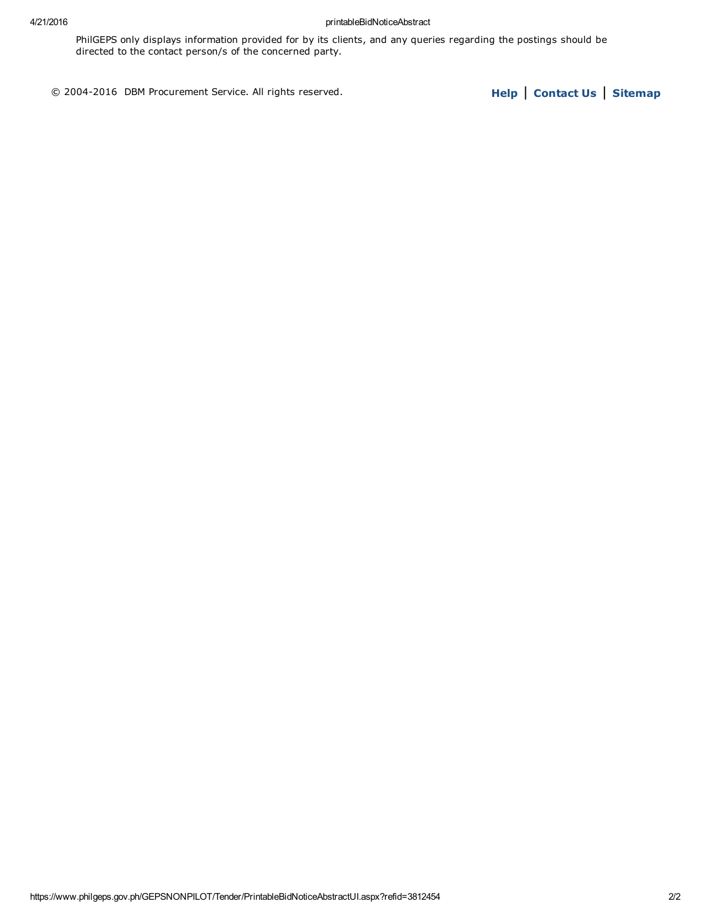PhilGEPS only displays information provided for by its clients, and any queries regarding the postings should be directed to the contact person/s of the concerned party.

© 2004-2016 DBM Procurement Service. All rights reserved.

**Help** | **Contact Us** | **Sitemap**